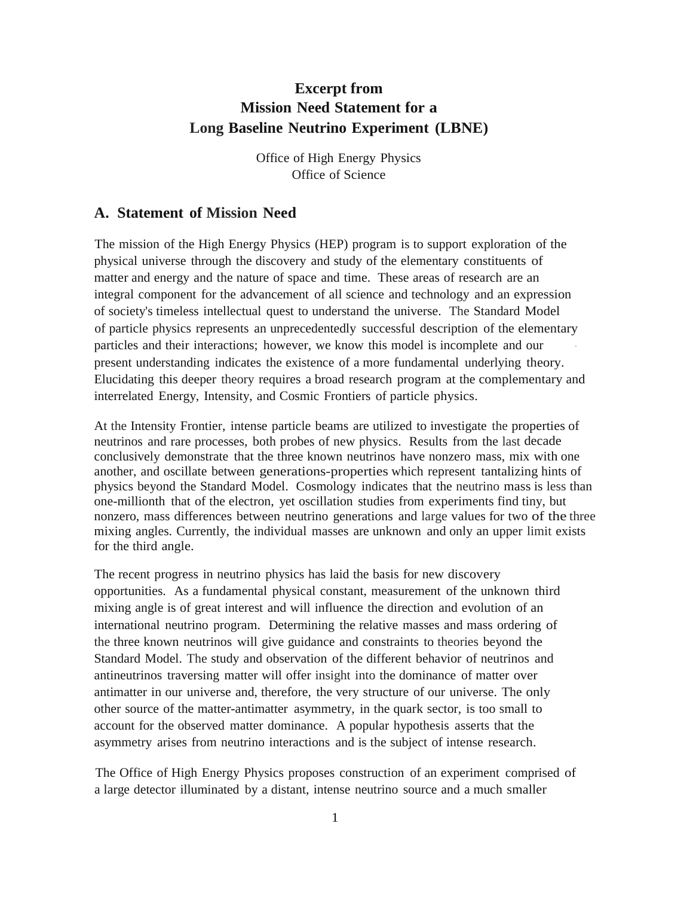# Excerpt from
# Mission Need Statement for a
# Long Baseline Neutrino Experiment (LBNE)

Office of High Energy Physics
Office of Science

## A. Statement of Mission Need

The mission of the High Energy Physics (HEP) program is to support exploration of the physical universe through the discovery and study of the elementary constituents of matter and energy and the nature of space and time. These areas of research are an integral component for the advancement of all science and technology and an expression of society's timeless intellectual quest to understand the universe. The Standard Model of particle physics represents an unprecedentedly successful description of the elementary particles and their interactions; however, we know this model is incomplete and our present understanding indicates the existence of a more fundamental underlying theory. Elucidating this deeper theory requires a broad research program at the complementary and interrelated Energy, Intensity, and Cosmic Frontiers of particle physics.

At the Intensity Frontier, intense particle beams are utilized to investigate the properties of neutrinos and rare processes, both probes of new physics. Results from the last decade conclusively demonstrate that the three known neutrinos have nonzero mass, mix with one another, and oscillate between generations-properties which represent tantalizing hints of physics beyond the Standard Model. Cosmology indicates that the neutrino mass is less than one-millionth that of the electron, yet oscillation studies from experiments find tiny, but nonzero, mass differences between neutrino generations and large values for two of the three mixing angles. Currently, the individual masses are unknown and only an upper limit exists for the third angle.

The recent progress in neutrino physics has laid the basis for new discovery opportunities. As a fundamental physical constant, measurement of the unknown third mixing angle is of great interest and will influence the direction and evolution of an international neutrino program. Determining the relative masses and mass ordering of the three known neutrinos will give guidance and constraints to theories beyond the Standard Model. The study and observation of the different behavior of neutrinos and antineutrinos traversing matter will offer insight into the dominance of matter over antimatter in our universe and, therefore, the very structure of our universe. The only other source of the matter-antimatter asymmetry, in the quark sector, is too small to account for the observed matter dominance. A popular hypothesis asserts that the asymmetry arises from neutrino interactions and is the subject of intense research.

The Office of High Energy Physics proposes construction of an experiment comprised of a large detector illuminated by a distant, intense neutrino source and a much smaller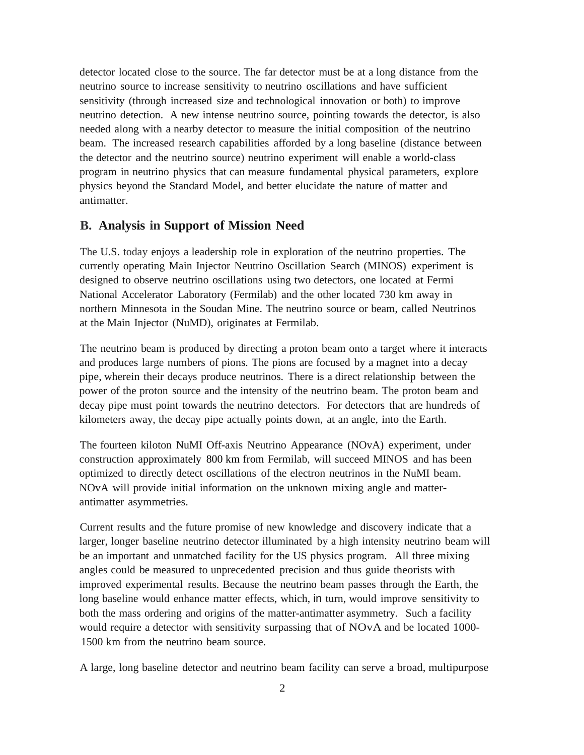detector located close to the source. The far detector must be at a long distance from the neutrino source to increase sensitivity to neutrino oscillations and have sufficient sensitivity (through increased size and technological innovation or both) to improve neutrino detection. A new intense neutrino source, pointing towards the detector, is also needed along with a nearby detector to measure the initial composition of the neutrino beam. The increased research capabilities afforded by a long baseline (distance between the detector and the neutrino source) neutrino experiment will enable a world-class program in neutrino physics that can measure fundamental physical parameters, explore physics beyond the Standard Model, and better elucidate the nature of matter and antimatter.

## B. Analysis in Support of Mission Need

The U.S. today enjoys a leadership role in exploration of the neutrino properties. The currently operating Main Injector Neutrino Oscillation Search (MINOS) experiment is designed to observe neutrino oscillations using two detectors, one located at Fermi National Accelerator Laboratory (Fermilab) and the other located 730 km away in northern Minnesota in the Soudan Mine. The neutrino source or beam, called Neutrinos at the Main Injector (NuMD), originates at Fermilab.

The neutrino beam is produced by directing a proton beam onto a target where it interacts and produces large numbers of pions. The pions are focused by a magnet into a decay pipe, wherein their decays produce neutrinos. There is a direct relationship between the power of the proton source and the intensity of the neutrino beam. The proton beam and decay pipe must point towards the neutrino detectors. For detectors that are hundreds of kilometers away, the decay pipe actually points down, at an angle, into the Earth.

The fourteen kiloton NuMI Off-axis Neutrino Appearance (NOvA) experiment, under construction approximately 800 km from Fermilab, will succeed MINOS and has been optimized to directly detect oscillations of the electron neutrinos in the NuMI beam. NOvA will provide initial information on the unknown mixing angle and matter-antimatter asymmetries.

Current results and the future promise of new knowledge and discovery indicate that a larger, longer baseline neutrino detector illuminated by a high intensity neutrino beam will be an important and unmatched facility for the US physics program. All three mixing angles could be measured to unprecedented precision and thus guide theorists with improved experimental results. Because the neutrino beam passes through the Earth, the long baseline would enhance matter effects, which, in turn, would improve sensitivity to both the mass ordering and origins of the matter-antimatter asymmetry. Such a facility would require a detector with sensitivity surpassing that of NOvA and be located 1000-1500 km from the neutrino beam source.

A large, long baseline detector and neutrino beam facility can serve a broad, multipurpose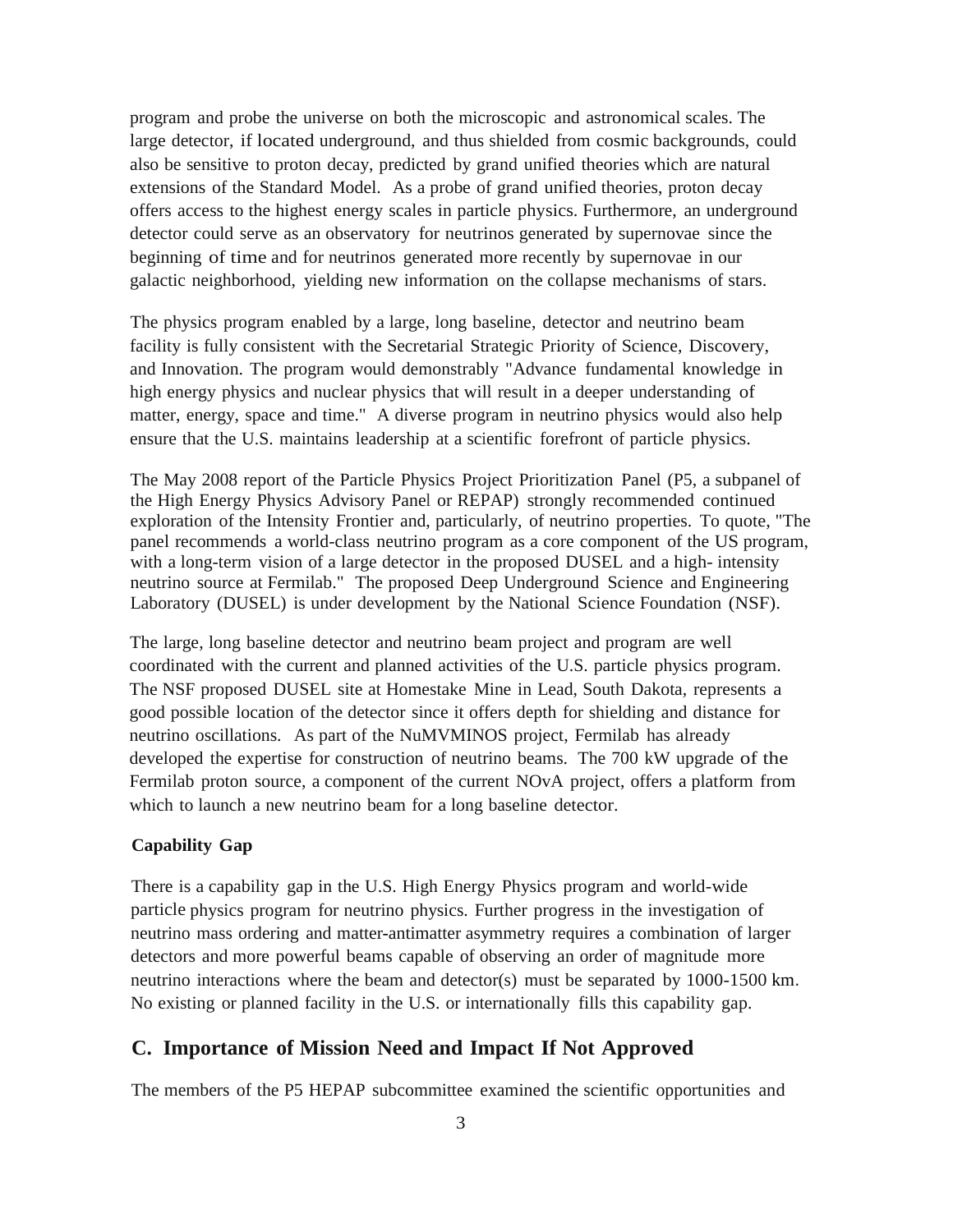program and probe the universe on both the microscopic and astronomical scales. The large detector, if located underground, and thus shielded from cosmic backgrounds, could also be sensitive to proton decay, predicted by grand unified theories which are natural extensions of the Standard Model. As a probe of grand unified theories, proton decay offers access to the highest energy scales in particle physics. Furthermore, an underground detector could serve as an observatory for neutrinos generated by supernovae since the beginning of time and for neutrinos generated more recently by supernovae in our galactic neighborhood, yielding new information on the collapse mechanisms of stars.

The physics program enabled by a large, long baseline, detector and neutrino beam facility is fully consistent with the Secretarial Strategic Priority of Science, Discovery, and Innovation. The program would demonstrably "Advance fundamental knowledge in high energy physics and nuclear physics that will result in a deeper understanding of matter, energy, space and time." A diverse program in neutrino physics would also help ensure that the U.S. maintains leadership at a scientific forefront of particle physics.

The May 2008 report of the Particle Physics Project Prioritization Panel (P5, a subpanel of the High Energy Physics Advisory Panel or REPAP) strongly recommended continued exploration of the Intensity Frontier and, particularly, of neutrino properties. To quote, "The panel recommends a world-class neutrino program as a core component of the US program, with a long-term vision of a large detector in the proposed DUSEL and a high- intensity neutrino source at Fermilab." The proposed Deep Underground Science and Engineering Laboratory (DUSEL) is under development by the National Science Foundation (NSF).

The large, long baseline detector and neutrino beam project and program are well coordinated with the current and planned activities of the U.S. particle physics program. The NSF proposed DUSEL site at Homestake Mine in Lead, South Dakota, represents a good possible location of the detector since it offers depth for shielding and distance for neutrino oscillations. As part of the NuMVMINOS project, Fermilab has already developed the expertise for construction of neutrino beams. The 700 kW upgrade of the Fermilab proton source, a component of the current NOvA project, offers a platform from which to launch a new neutrino beam for a long baseline detector.

**Capability Gap**

There is a capability gap in the U.S. High Energy Physics program and world-wide particle physics program for neutrino physics. Further progress in the investigation of neutrino mass ordering and matter-antimatter asymmetry requires a combination of larger detectors and more powerful beams capable of observing an order of magnitude more neutrino interactions where the beam and detector(s) must be separated by 1000-1500 km. No existing or planned facility in the U.S. or internationally fills this capability gap.

## C. Importance of Mission Need and Impact If Not Approved

The members of the P5 HEPAP subcommittee examined the scientific opportunities and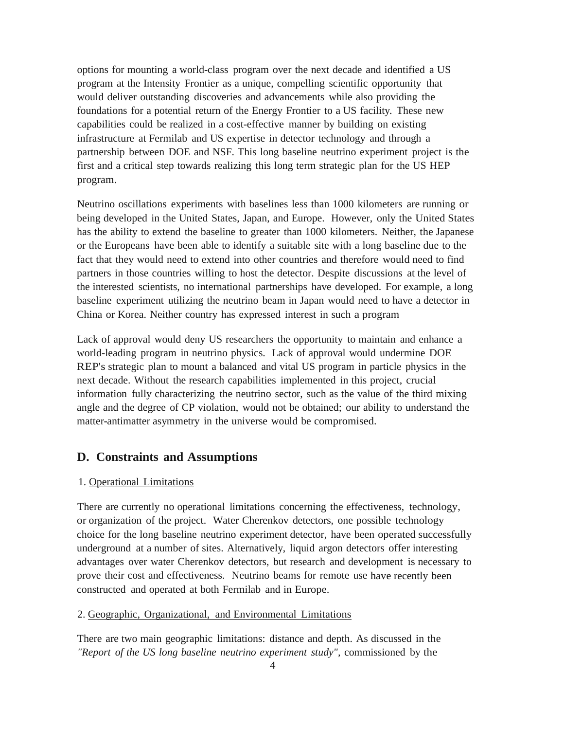options for mounting a world-class program over the next decade and identified a US program at the Intensity Frontier as a unique, compelling scientific opportunity that would deliver outstanding discoveries and advancements while also providing the foundations for a potential return of the Energy Frontier to a US facility. These new capabilities could be realized in a cost-effective manner by building on existing infrastructure at Fermilab and US expertise in detector technology and through a partnership between DOE and NSF. This long baseline neutrino experiment project is the first and a critical step towards realizing this long term strategic plan for the US HEP program.

Neutrino oscillations experiments with baselines less than 1000 kilometers are running or being developed in the United States, Japan, and Europe. However, only the United States has the ability to extend the baseline to greater than 1000 kilometers. Neither, the Japanese or the Europeans have been able to identify a suitable site with a long baseline due to the fact that they would need to extend into other countries and therefore would need to find partners in those countries willing to host the detector. Despite discussions at the level of the interested scientists, no international partnerships have developed. For example, a long baseline experiment utilizing the neutrino beam in Japan would need to have a detector in China or Korea. Neither country has expressed interest in such a program

Lack of approval would deny US researchers the opportunity to maintain and enhance a world-leading program in neutrino physics. Lack of approval would undermine DOE REP's strategic plan to mount a balanced and vital US program in particle physics in the next decade. Without the research capabilities implemented in this project, crucial information fully characterizing the neutrino sector, such as the value of the third mixing angle and the degree of CP violation, would not be obtained; our ability to understand the matter-antimatter asymmetry in the universe would be compromised.

## D. Constraints and Assumptions

1. Operational Limitations

There are currently no operational limitations concerning the effectiveness, technology, or organization of the project. Water Cherenkov detectors, one possible technology choice for the long baseline neutrino experiment detector, have been operated successfully underground at a number of sites. Alternatively, liquid argon detectors offer interesting advantages over water Cherenkov detectors, but research and development is necessary to prove their cost and effectiveness. Neutrino beams for remote use have recently been constructed and operated at both Fermilab and in Europe.

2. Geographic, Organizational, and Environmental Limitations

There are two main geographic limitations: distance and depth. As discussed in the *"Report of the US long baseline neutrino experiment study"*, commissioned by the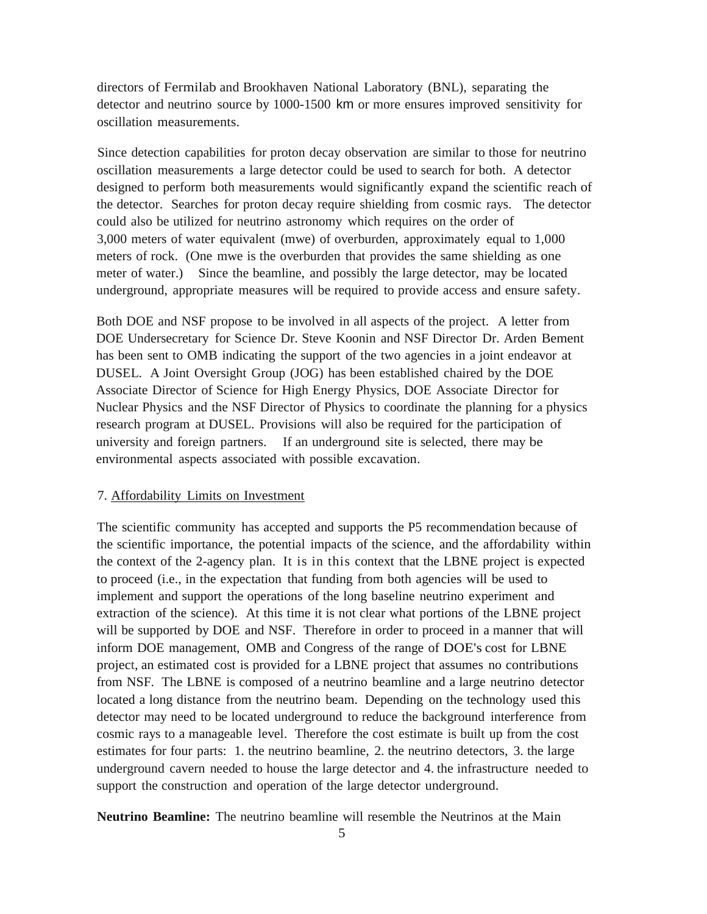directors of Fermilab and Brookhaven National Laboratory (BNL), separating the detector and neutrino source by 1000-1500 km or more ensures improved sensitivity for oscillation measurements.

Since detection capabilities for proton decay observation are similar to those for neutrino oscillation measurements a large detector could be used to search for both. A detector designed to perform both measurements would significantly expand the scientific reach of the detector. Searches for proton decay require shielding from cosmic rays. The detector could also be utilized for neutrino astronomy which requires on the order of 3,000 meters of water equivalent (mwe) of overburden, approximately equal to 1,000 meters of rock. (One mwe is the overburden that provides the same shielding as one meter of water.) Since the beamline, and possibly the large detector, may be located underground, appropriate measures will be required to provide access and ensure safety.

Both DOE and NSF propose to be involved in all aspects of the project. A letter from DOE Undersecretary for Science Dr. Steve Koonin and NSF Director Dr. Arden Bement has been sent to OMB indicating the support of the two agencies in a joint endeavor at DUSEL. A Joint Oversight Group (JOG) has been established chaired by the DOE Associate Director of Science for High Energy Physics, DOE Associate Director for Nuclear Physics and the NSF Director of Physics to coordinate the planning for a physics research program at DUSEL. Provisions will also be required for the participation of university and foreign partners. If an underground site is selected, there may be environmental aspects associated with possible excavation.

7. Affordability Limits on Investment

The scientific community has accepted and supports the P5 recommendation because of the scientific importance, the potential impacts of the science, and the affordability within the context of the 2-agency plan. It is in this context that the LBNE project is expected to proceed (i.e., in the expectation that funding from both agencies will be used to implement and support the operations of the long baseline neutrino experiment and extraction of the science). At this time it is not clear what portions of the LBNE project will be supported by DOE and NSF. Therefore in order to proceed in a manner that will inform DOE management, OMB and Congress of the range of DOE's cost for LBNE project, an estimated cost is provided for a LBNE project that assumes no contributions from NSF. The LBNE is composed of a neutrino beamline and a large neutrino detector located a long distance from the neutrino beam. Depending on the technology used this detector may need to be located underground to reduce the background interference from cosmic rays to a manageable level. Therefore the cost estimate is built up from the cost estimates for four parts: 1. the neutrino beamline, 2. the neutrino detectors, 3. the large underground cavern needed to house the large detector and 4. the infrastructure needed to support the construction and operation of the large detector underground.

**Neutrino Beamline:** The neutrino beamline will resemble the Neutrinos at the Main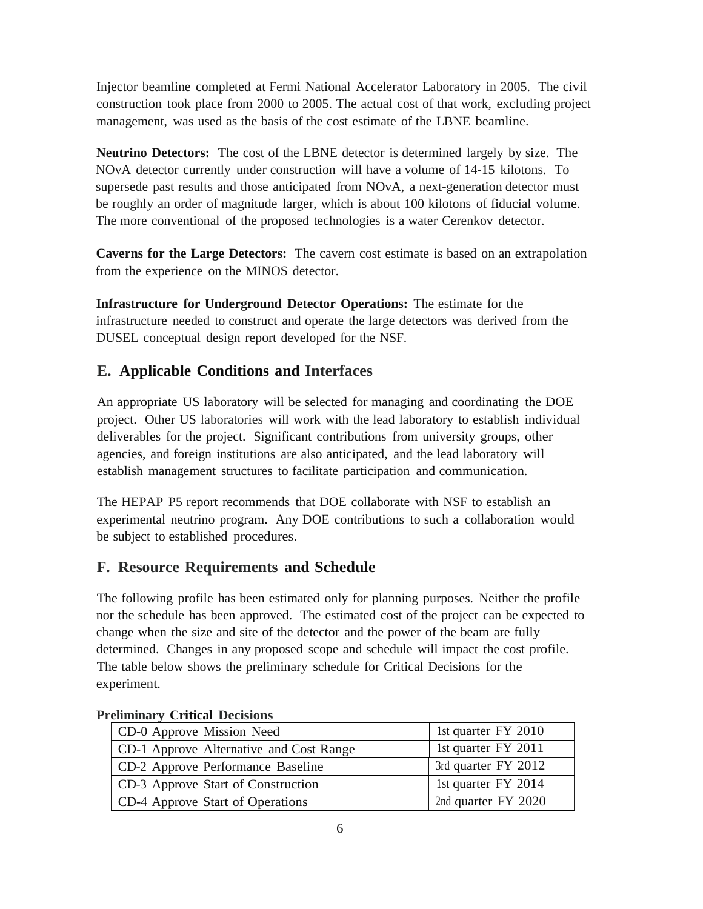Injector beamline completed at Fermi National Accelerator Laboratory in 2005. The civil construction took place from 2000 to 2005. The actual cost of that work, excluding project management, was used as the basis of the cost estimate of the LBNE beamline.

**Neutrino Detectors:** The cost of the LBNE detector is determined largely by size. The NOvA detector currently under construction will have a volume of 14-15 kilotons. To supersede past results and those anticipated from NOvA, a next-generation detector must be roughly an order of magnitude larger, which is about 100 kilotons of fiducial volume. The more conventional of the proposed technologies is a water Cerenkov detector.

**Caverns for the Large Detectors:** The cavern cost estimate is based on an extrapolation from the experience on the MINOS detector.

**Infrastructure for Underground Detector Operations:** The estimate for the infrastructure needed to construct and operate the large detectors was derived from the DUSEL conceptual design report developed for the NSF.

## E. Applicable Conditions and Interfaces

An appropriate US laboratory will be selected for managing and coordinating the DOE project. Other US laboratories will work with the lead laboratory to establish individual deliverables for the project. Significant contributions from university groups, other agencies, and foreign institutions are also anticipated, and the lead laboratory will establish management structures to facilitate participation and communication.

The HEPAP P5 report recommends that DOE collaborate with NSF to establish an experimental neutrino program. Any DOE contributions to such a collaboration would be subject to established procedures.

## F. Resource Requirements and Schedule

The following profile has been estimated only for planning purposes. Neither the profile nor the schedule has been approved. The estimated cost of the project can be expected to change when the size and site of the detector and the power of the beam are fully determined. Changes in any proposed scope and schedule will impact the cost profile. The table below shows the preliminary schedule for Critical Decisions for the experiment.

**Preliminary Critical Decisions**

| | |
|---|---|
| CD-0 Approve Mission Need | 1st quarter FY 2010 |
| CD-1 Approve Alternative and Cost Range | 1st quarter FY 2011 |
| CD-2 Approve Performance Baseline | 3rd quarter FY 2012 |
| CD-3 Approve Start of Construction | 1st quarter FY 2014 |
| CD-4 Approve Start of Operations | 2nd quarter FY 2020 |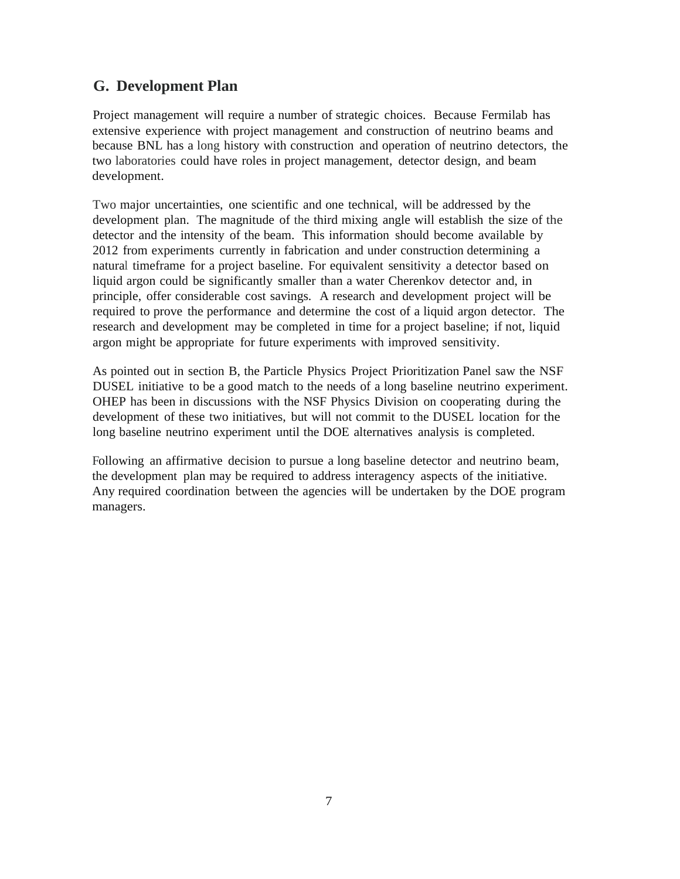## G. Development Plan

Project management will require a number of strategic choices. Because Fermilab has extensive experience with project management and construction of neutrino beams and because BNL has a long history with construction and operation of neutrino detectors, the two laboratories could have roles in project management, detector design, and beam development.

Two major uncertainties, one scientific and one technical, will be addressed by the development plan. The magnitude of the third mixing angle will establish the size of the detector and the intensity of the beam. This information should become available by 2012 from experiments currently in fabrication and under construction determining a natural timeframe for a project baseline. For equivalent sensitivity a detector based on liquid argon could be significantly smaller than a water Cherenkov detector and, in principle, offer considerable cost savings. A research and development project will be required to prove the performance and determine the cost of a liquid argon detector. The research and development may be completed in time for a project baseline; if not, liquid argon might be appropriate for future experiments with improved sensitivity.

As pointed out in section B, the Particle Physics Project Prioritization Panel saw the NSF DUSEL initiative to be a good match to the needs of a long baseline neutrino experiment. OHEP has been in discussions with the NSF Physics Division on cooperating during the development of these two initiatives, but will not commit to the DUSEL location for the long baseline neutrino experiment until the DOE alternatives analysis is completed.

Following an affirmative decision to pursue a long baseline detector and neutrino beam, the development plan may be required to address interagency aspects of the initiative. Any required coordination between the agencies will be undertaken by the DOE program managers.